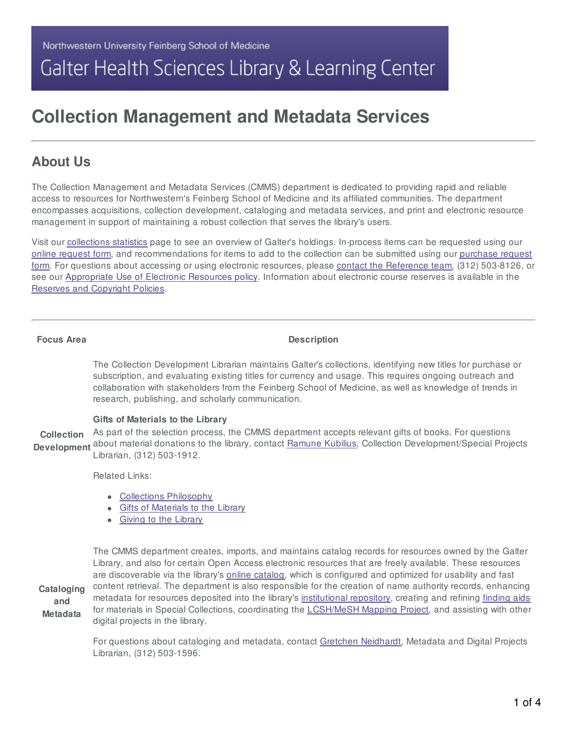Northwestern University Feinberg School of Medicine

Galter Health Sciences Library & Learning Center

# Collection Management and Metadata Services

## About Us

The Collection Management and Metadata Services (CMMS) department is dedicated to providing rapid and reliable access to resources for Northwestern's Feinberg School of Medicine and its affiliated communities. The department encompasses acquisitions, collection development, cataloging and metadata services, and print and electronic resource management in support of maintaining a robust collection that serves the library's users.

Visit our collections statistics page to see an overview of Galter's holdings. In-process items can be requested using our online request form, and recommendations for items to add to the collection can be submitted using our purchase request form. For questions about accessing or using electronic resources, please contact the Reference team, (312) 503-8126, or see our Appropriate Use of Electronic Resources policy. Information about electronic course reserves is available in the Reserves and Copyright Policies.

| Focus Area | Description |
| --- | --- |
| Collection Development | The Collection Development Librarian maintains Galter's collections, identifying new titles for purchase or subscription, and evaluating existing titles for currency and usage. This requires ongoing outreach and collaboration with stakeholders from the Feinberg School of Medicine, as well as knowledge of trends in research, publishing, and scholarly communication.<br><br>**Gifts of Materials to the Library**<br>As part of the selection process, the CMMS department accepts relevant gifts of books. For questions about material donations to the library, contact Ramune Kubilius, Collection Development/Special Projects Librarian, (312) 503-1912.<br><br>Related Links:<br>• Collections Philosophy<br>• Gifts of Materials to the Library<br>• Giving to the Library |
| Cataloging and Metadata | The CMMS department creates, imports, and maintains catalog records for resources owned by the Galter Library, and also for certain Open Access electronic resources that are freely available. These resources are discoverable via the library's online catalog, which is configured and optimized for usability and fast content retrieval. The department is also responsible for the creation of name authority records, enhancing metadata for resources deposited into the library's institutional repository, creating and refining finding aids for materials in Special Collections, coordinating the LCSH/MeSH Mapping Project, and assisting with other digital projects in the library.<br><br>For questions about cataloging and metadata, contact Gretchen Neidhardt, Metadata and Digital Projects Librarian, (312) 503-1596. |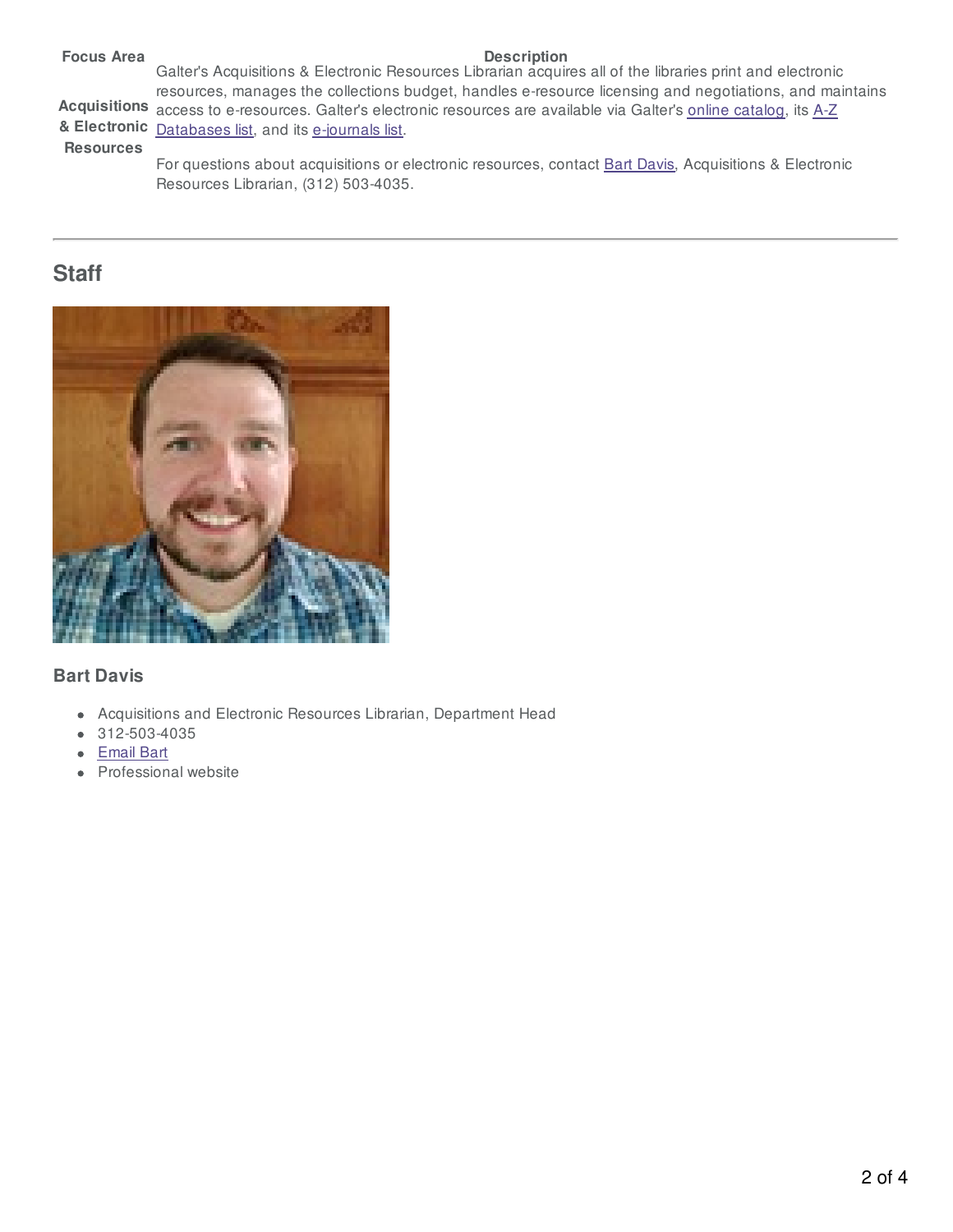| Focus Area | Description |
| --- | --- |
| Acquisitions & Electronic Resources | Galter's Acquisitions & Electronic Resources Librarian acquires all of the libraries print and electronic resources, manages the collections budget, handles e-resource licensing and negotiations, and maintains access to e-resources. Galter's electronic resources are available via Galter's online catalog, its A-Z Databases list, and its e-journals list.<br><br>For questions about acquisitions or electronic resources, contact Bart Davis, Acquisitions & Electronic Resources Librarian, (312) 503-4035. |

---

## Staff

### Bart Davis

- Acquisitions and Electronic Resources Librarian, Department Head
- 312-503-4035
- Email Bart
- Professional website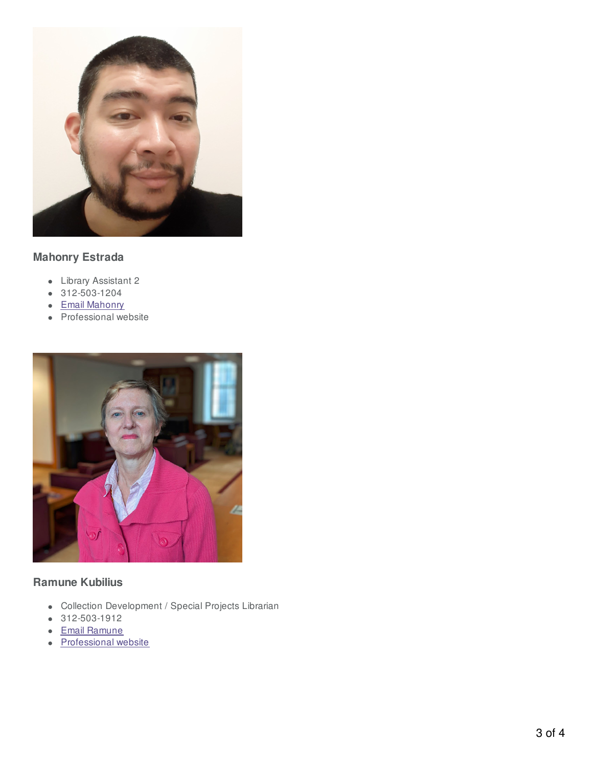### Mahonry Estrada

- Library Assistant 2
- 312-503-1204
- Email Mahonry
- Professional website

### Ramune Kubilius

- Collection Development / Special Projects Librarian
- 312-503-1912
- Email Ramune
- Professional website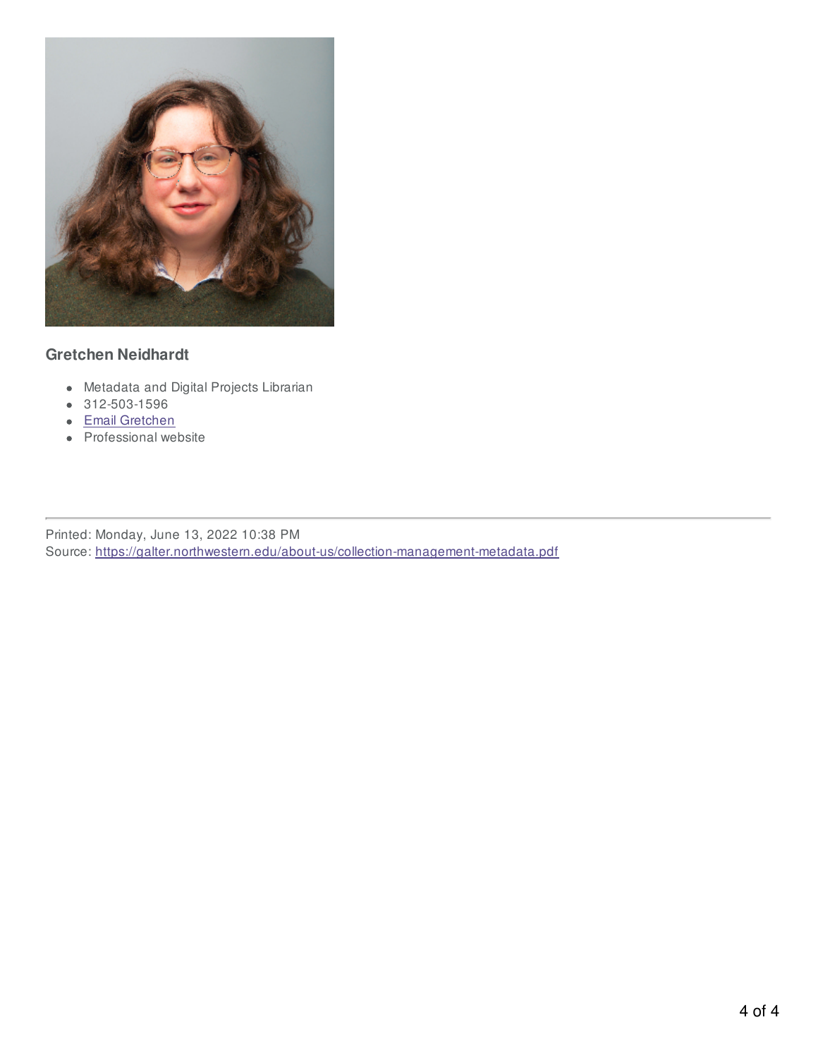### Gretchen Neidhardt

- Metadata and Digital Projects Librarian
- 312-503-1596
- Email Gretchen
- Professional website

---

Printed: Monday, June 13, 2022 10:38 PM
Source: https://galter.northwestern.edu/about-us/collection-management-metadata.pdf